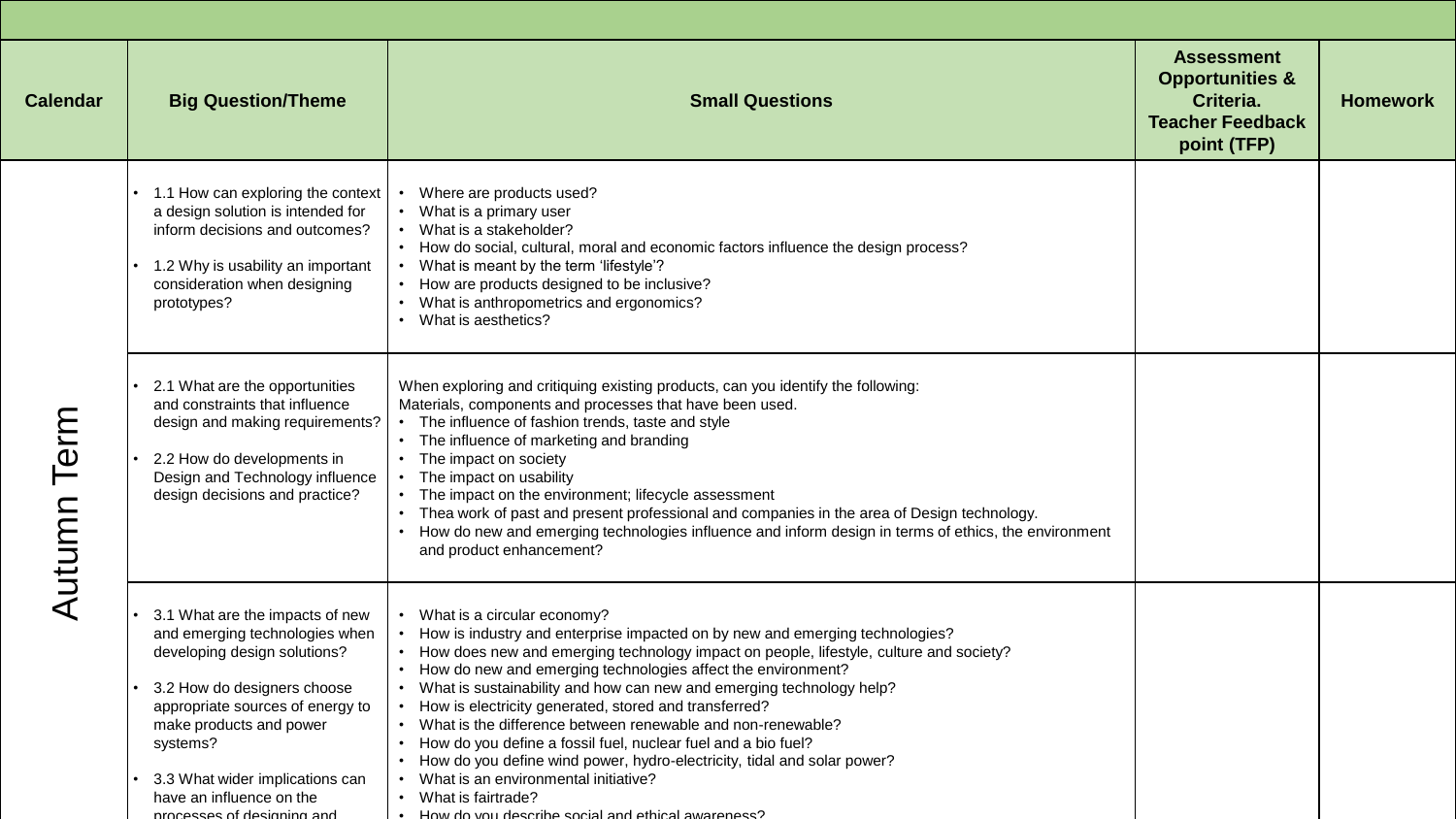| Calendar | Big Question/Theme | Small Questions | Assessment Opportunities & Criteria. Teacher Feedback point (TFP) | Homework |
|---|---|---|---|---|
| Autumn Term | • 1.1 How can exploring the context a design solution is intended for inform decisions and outcomes?<br>• 1.2 Why is usability an important consideration when designing prototypes? | • Where are products used?<br>• What is a primary user<br>• What is a stakeholder?<br>• How do social, cultural, moral and economic factors influence the design process?<br>• What is meant by the term 'lifestyle'?<br>• How are products designed to be inclusive?<br>• What is anthropometrics and ergonomics?<br>• What is aesthetics? | | |
| | • 2.1 What are the opportunities and constraints that influence design and making requirements?<br>• 2.2 How do developments in Design and Technology influence design decisions and practice? | When exploring and critiquing existing products, can you identify the following:<br>Materials, components and processes that have been used.<br>• The influence of fashion trends, taste and style<br>• The influence of marketing and branding<br>• The impact on society<br>• The impact on usability<br>• The impact on the environment; lifecycle assessment<br>• Thea work of past and present professional and companies in the area of Design technology.<br>• How do new and emerging technologies influence and inform design in terms of ethics, the environment and product enhancement? | | |
| | • 3.1 What are the impacts of new and emerging technologies when developing design solutions?<br>• 3.2 How do designers choose appropriate sources of energy to make products and power systems?<br>• 3.3 What wider implications can have an influence on the processes of designing and | • What is a circular economy?<br>• How is industry and enterprise impacted on by new and emerging technologies?<br>• How does new and emerging technology impact on people, lifestyle, culture and society?<br>• How do new and emerging technologies affect the environment?<br>• What is sustainability and how can new and emerging technology help?<br>• How is electricity generated, stored and transferred?<br>• What is the difference between renewable and non-renewable?<br>• How do you define a fossil fuel, nuclear fuel and a bio fuel?<br>• How do you define wind power, hydro-electricity, tidal and solar power?<br>• What is an environmental initiative?<br>• What is fairtrade?<br>• How do you describe social and ethical awareness? | | |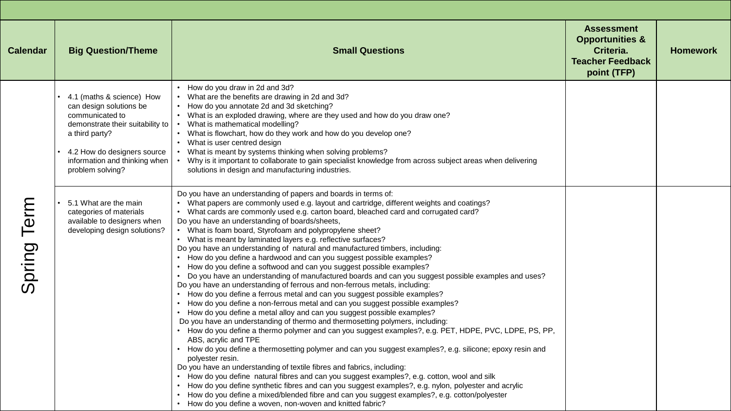| Calendar | Big Question/Theme | Small Questions | Assessment Opportunities & Criteria. Teacher Feedback point (TFP) | Homework |
|---|---|---|---|---|
| Spring Term | • 4.1 (maths & science) How can design solutions be communicated to demonstrate their suitability to a third party?<br>• 4.2 How do designers source information and thinking when problem solving? | • How do you draw in 2d and 3d?<br>• What are the benefits are drawing in 2d and 3d?<br>• How do you annotate 2d and 3d sketching?<br>• What is an exploded drawing, where are they used and how do you draw one?<br>• What is mathematical modelling?<br>• What is flowchart, how do they work and how do you develop one?<br>• What is user centred design<br>• What is meant by systems thinking when solving problems?<br>• Why is it important to collaborate to gain specialist knowledge from across subject areas when delivering solutions in design and manufacturing industries. | | |
| | • 5.1 What are the main categories of materials available to designers when developing design solutions? | Do you have an understanding of papers and boards in terms of:<br>• What papers are commonly used e.g. layout and cartridge, different weights and coatings?<br>• What cards are commonly used e.g. carton board, bleached card and corrugated card?<br>Do you have an understanding of boards/sheets,<br>• What is foam board, Styrofoam and polypropylene sheet?<br>• What is meant by laminated layers e.g. reflective surfaces?<br>Do you have an understanding of natural and manufactured timbers, including:<br>• How do you define a hardwood and can you suggest possible examples?<br>• How do you define a softwood and can you suggest possible examples?<br>• Do you have an understanding of manufactured boards and can you suggest possible examples and uses?<br>Do you have an understanding of ferrous and non-ferrous metals, including:<br>• How do you define a ferrous metal and can you suggest possible examples?<br>• How do you define a non-ferrous metal and can you suggest possible examples?<br>• How do you define a metal alloy and can you suggest possible examples?<br>Do you have an understanding of thermo and thermosetting polymers, including:<br>• How do you define a thermo polymer and can you suggest examples?, e.g. PET, HDPE, PVC, LDPE, PS, PP, ABS, acrylic and TPE<br>• How do you define a thermosetting polymer and can you suggest examples?, e.g. silicone; epoxy resin and polyester resin.<br>Do you have an understanding of textile fibres and fabrics, including:<br>• How do you define natural fibres and can you suggest examples?, e.g. cotton, wool and silk<br>• How do you define synthetic fibres and can you suggest examples?, e.g. nylon, polyester and acrylic<br>• How do you define a mixed/blended fibre and can you suggest examples?, e.g. cotton/polyester<br>• How do you define a woven, non-woven and knitted fabric? | | |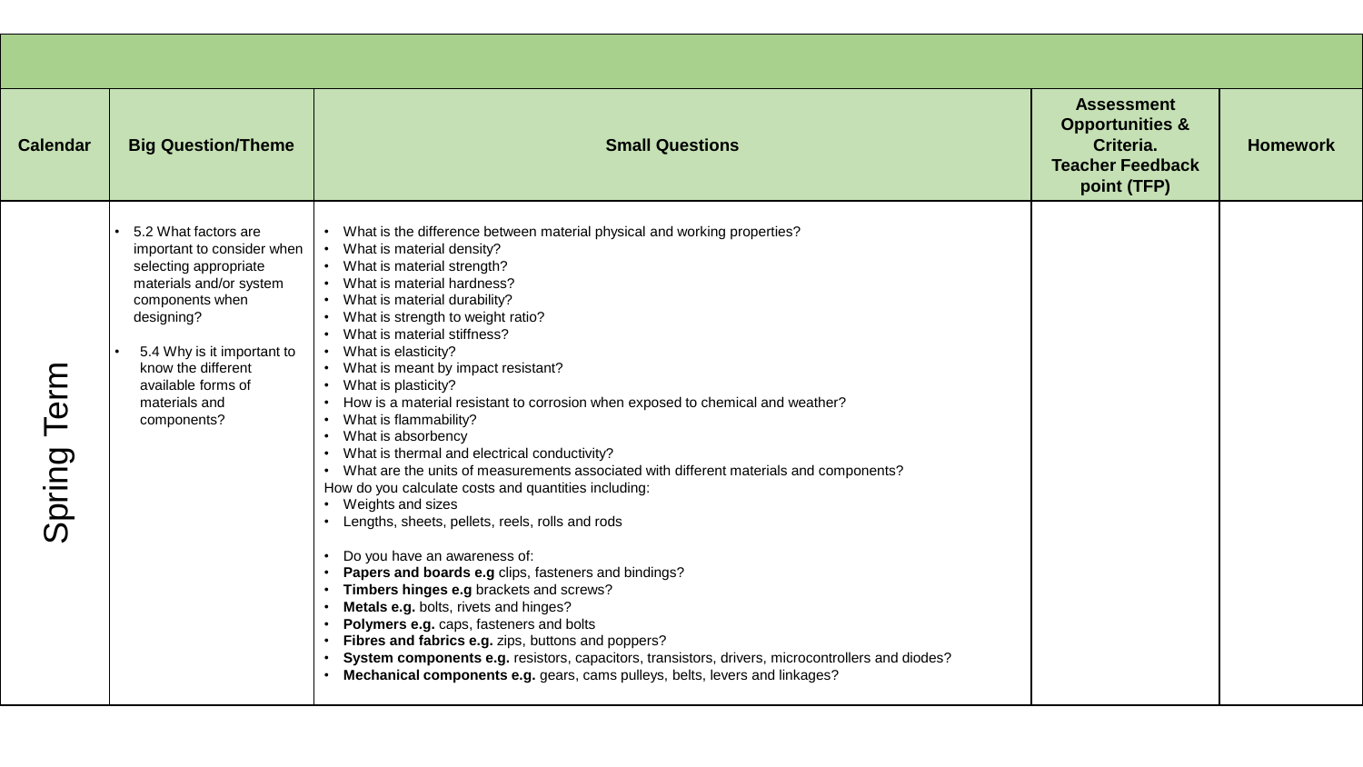| Calendar | Big Question/Theme | Small Questions | Assessment Opportunities & Criteria. Teacher Feedback point (TFP) | Homework |
| --- | --- | --- | --- | --- |
| Spring Term | • 5.2 What factors are important to consider when selecting appropriate materials and/or system components when designing?<br><br>• 5.4 Why is it important to know the different available forms of materials and components? | • What is the difference between material physical and working properties?<br>• What is material density?<br>• What is material strength?<br>• What is material hardness?<br>• What is material durability?<br>• What is strength to weight ratio?<br>• What is material stiffness?<br>• What is elasticity?<br>• What is meant by impact resistant?<br>• What is plasticity?<br>• How is a material resistant to corrosion when exposed to chemical and weather?<br>• What is flammability?<br>• What is absorbency<br>• What is thermal and electrical conductivity?<br>• What are the units of measurements associated with different materials and components?<br>How do you calculate costs and quantities including:<br>• Weights and sizes<br>• Lengths, sheets, pellets, reels, rolls and rods<br><br>• Do you have an awareness of:<br>• **Papers and boards e.g** clips, fasteners and bindings?<br>• **Timbers hinges e.g** brackets and screws?<br>• **Metals e.g.** bolts, rivets and hinges?<br>• **Polymers e.g.** caps, fasteners and bolts<br>• **Fibres and fabrics e.g.** zips, buttons and poppers?<br>• **System components e.g.** resistors, capacitors, transistors, drivers, microcontrollers and diodes?<br>• **Mechanical components e.g.** gears, cams pulleys, belts, levers and linkages? | | |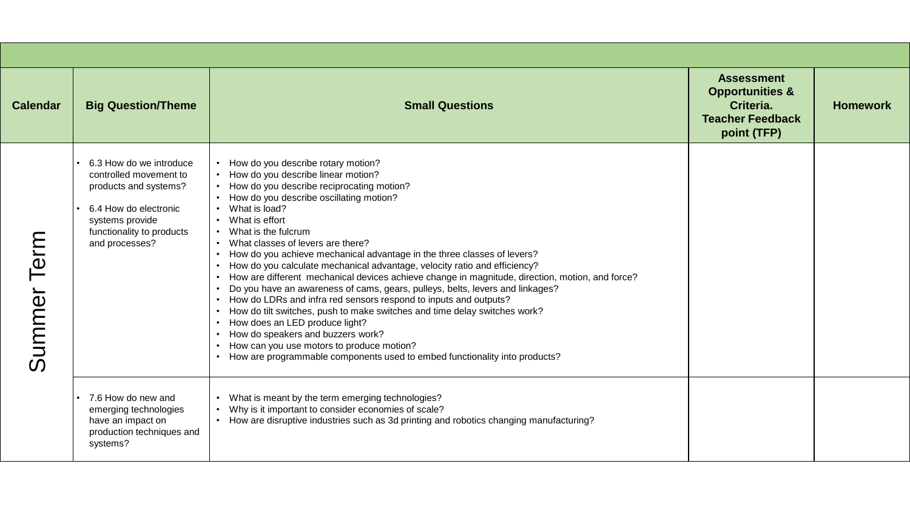| Calendar | Big Question/Theme | Small Questions | Assessment Opportunities & Criteria. Teacher Feedback point (TFP) | Homework |
|---|---|---|---|---|
| Summer Term | • 6.3 How do we introduce controlled movement to products and systems?<br>• 6.4 How do electronic systems provide functionality to products and processes? | • How do you describe rotary motion?<br>• How do you describe linear motion?<br>• How do you describe reciprocating motion?<br>• How do you describe oscillating motion?<br>• What is load?<br>• What is effort<br>• What is the fulcrum<br>• What classes of levers are there?<br>• How do you achieve mechanical advantage in the three classes of levers?<br>• How do you calculate mechanical advantage, velocity ratio and efficiency?<br>• How are different mechanical devices achieve change in magnitude, direction, motion, and force?<br>• Do you have an awareness of cams, gears, pulleys, belts, levers and linkages?<br>• How do LDRs and infra red sensors respond to inputs and outputs?<br>• How do tilt switches, push to make switches and time delay switches work?<br>• How does an LED produce light?<br>• How do speakers and buzzers work?<br>• How can you use motors to produce motion?<br>• How are programmable components used to embed functionality into products? | | |
| | • 7.6 How do new and emerging technologies have an impact on production techniques and systems? | • What is meant by the term emerging technologies?<br>• Why is it important to consider economies of scale?<br>• How are disruptive industries such as 3d printing and robotics changing manufacturing? | | |